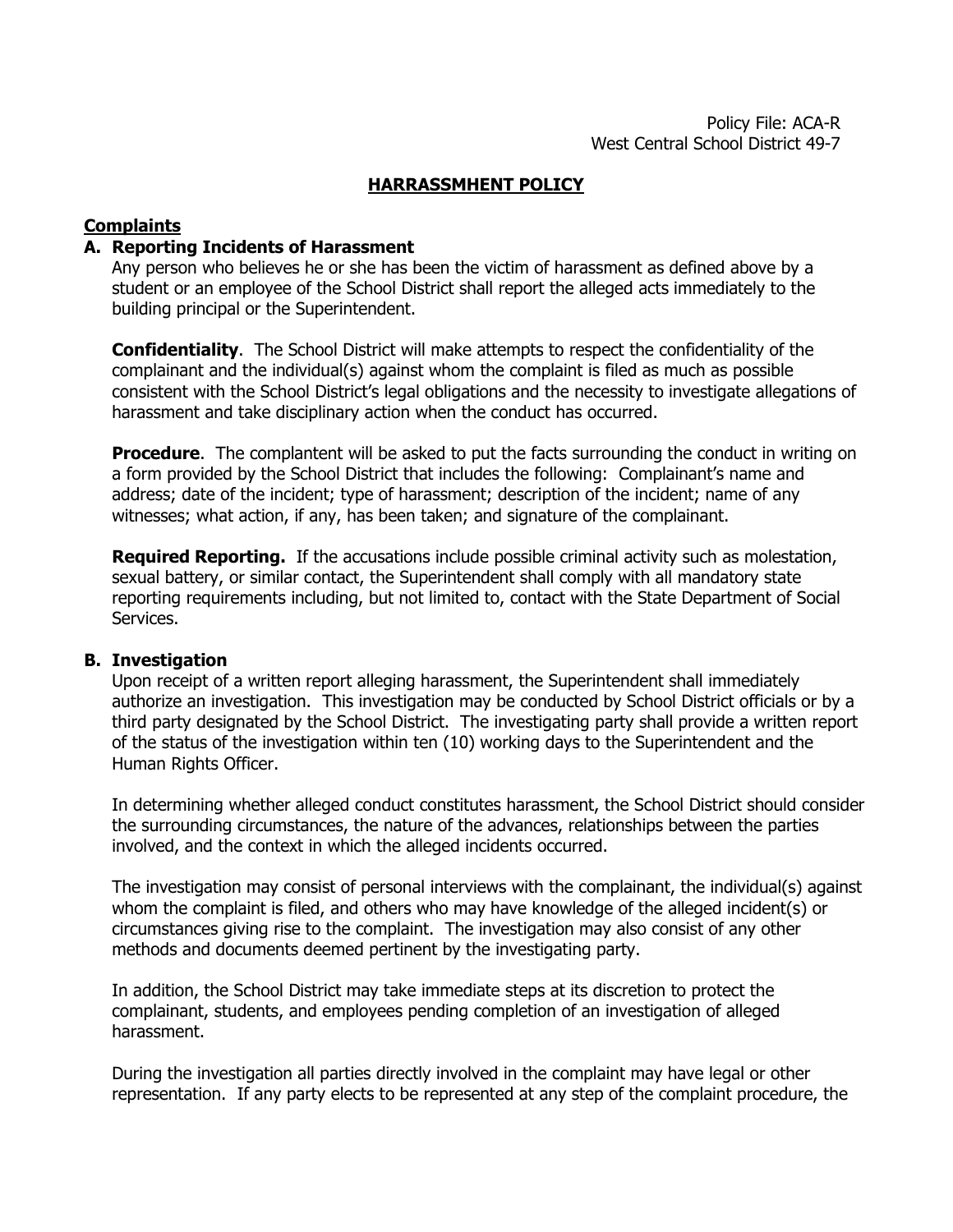Policy File: ACA-R
West Central School District 49-7

# HARRASSMHENT POLICY

## Complaints

### A. Reporting Incidents of Harassment

Any person who believes he or she has been the victim of harassment as defined above by a student or an employee of the School District shall report the alleged acts immediately to the building principal or the Superintendent.

**Confidentiality**. The School District will make attempts to respect the confidentiality of the complainant and the individual(s) against whom the complaint is filed as much as possible consistent with the School District's legal obligations and the necessity to investigate allegations of harassment and take disciplinary action when the conduct has occurred.

**Procedure**. The complantent will be asked to put the facts surrounding the conduct in writing on a form provided by the School District that includes the following: Complainant's name and address; date of the incident; type of harassment; description of the incident; name of any witnesses; what action, if any, has been taken; and signature of the complainant.

**Required Reporting.** If the accusations include possible criminal activity such as molestation, sexual battery, or similar contact, the Superintendent shall comply with all mandatory state reporting requirements including, but not limited to, contact with the State Department of Social Services.

### B. Investigation

Upon receipt of a written report alleging harassment, the Superintendent shall immediately authorize an investigation. This investigation may be conducted by School District officials or by a third party designated by the School District. The investigating party shall provide a written report of the status of the investigation within ten (10) working days to the Superintendent and the Human Rights Officer.

In determining whether alleged conduct constitutes harassment, the School District should consider the surrounding circumstances, the nature of the advances, relationships between the parties involved, and the context in which the alleged incidents occurred.

The investigation may consist of personal interviews with the complainant, the individual(s) against whom the complaint is filed, and others who may have knowledge of the alleged incident(s) or circumstances giving rise to the complaint. The investigation may also consist of any other methods and documents deemed pertinent by the investigating party.

In addition, the School District may take immediate steps at its discretion to protect the complainant, students, and employees pending completion of an investigation of alleged harassment.

During the investigation all parties directly involved in the complaint may have legal or other representation. If any party elects to be represented at any step of the complaint procedure, the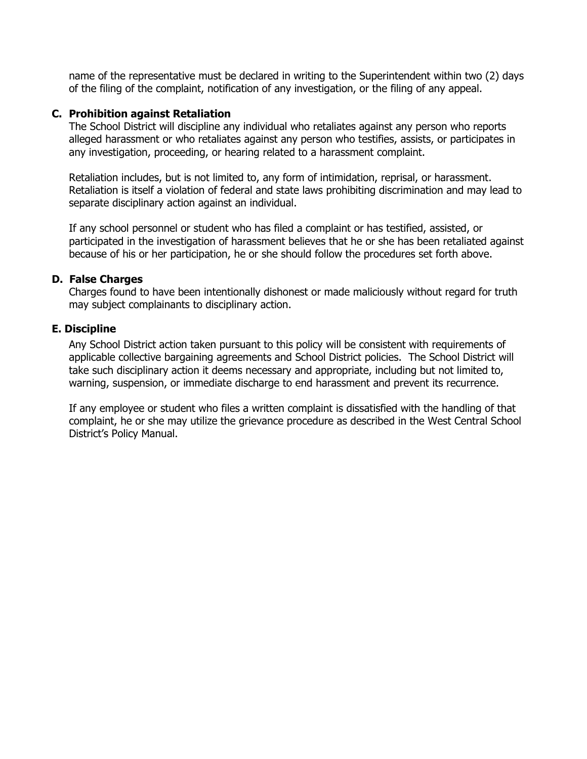name of the representative must be declared in writing to the Superintendent within two (2) days of the filing of the complaint, notification of any investigation, or the filing of any appeal.

**C. Prohibition against Retaliation**

The School District will discipline any individual who retaliates against any person who reports alleged harassment or who retaliates against any person who testifies, assists, or participates in any investigation, proceeding, or hearing related to a harassment complaint.

Retaliation includes, but is not limited to, any form of intimidation, reprisal, or harassment. Retaliation is itself a violation of federal and state laws prohibiting discrimination and may lead to separate disciplinary action against an individual.

If any school personnel or student who has filed a complaint or has testified, assisted, or participated in the investigation of harassment believes that he or she has been retaliated against because of his or her participation, he or she should follow the procedures set forth above.

**D. False Charges**

Charges found to have been intentionally dishonest or made maliciously without regard for truth may subject complainants to disciplinary action.

**E. Discipline**

Any School District action taken pursuant to this policy will be consistent with requirements of applicable collective bargaining agreements and School District policies. The School District will take such disciplinary action it deems necessary and appropriate, including but not limited to, warning, suspension, or immediate discharge to end harassment and prevent its recurrence.

If any employee or student who files a written complaint is dissatisfied with the handling of that complaint, he or she may utilize the grievance procedure as described in the West Central School District's Policy Manual.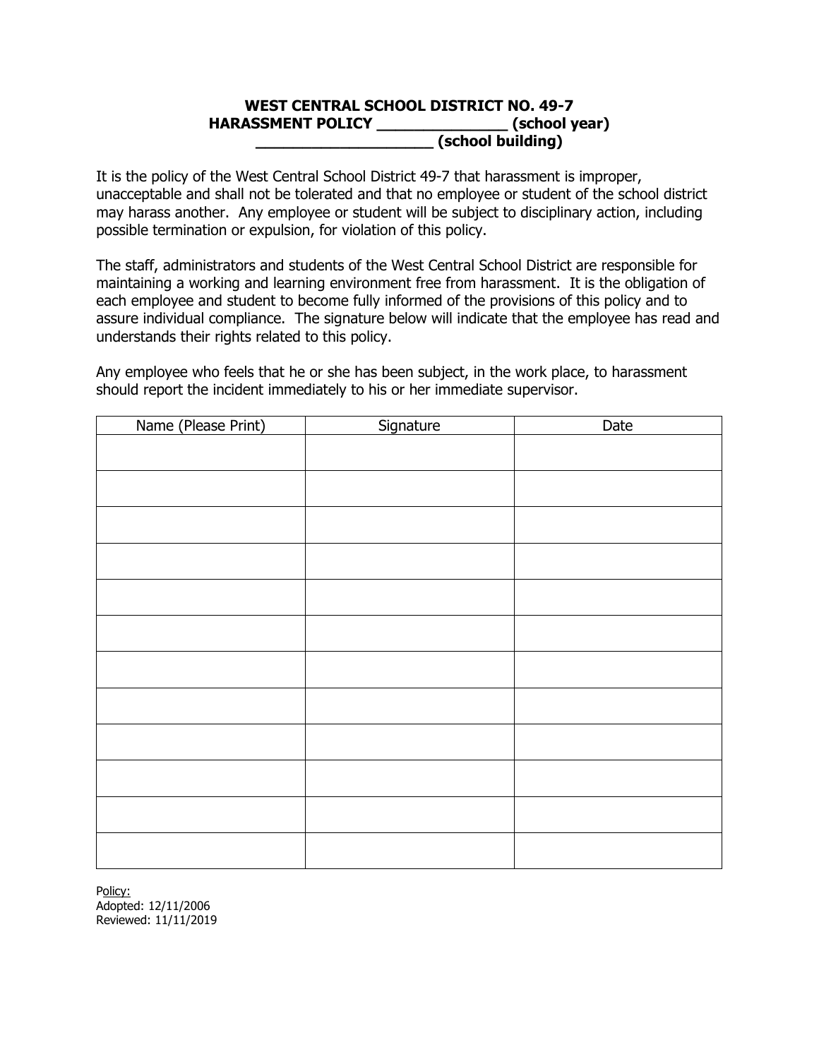**WEST CENTRAL SCHOOL DISTRICT NO. 49-7**
**HARASSMENT POLICY _______________ (school year)**
**____________________ (school building)**

It is the policy of the West Central School District 49-7 that harassment is improper, unacceptable and shall not be tolerated and that no employee or student of the school district may harass another. Any employee or student will be subject to disciplinary action, including possible termination or expulsion, for violation of this policy.

The staff, administrators and students of the West Central School District are responsible for maintaining a working and learning environment free from harassment. It is the obligation of each employee and student to become fully informed of the provisions of this policy and to assure individual compliance. The signature below will indicate that the employee has read and understands their rights related to this policy.

Any employee who feels that he or she has been subject, in the work place, to harassment should report the incident immediately to his or her immediate supervisor.

| Name (Please Print) | Signature | Date |
| --- | --- | --- |
| | | |
| | | |
| | | |
| | | |
| | | |
| | | |
| | | |
| | | |
| | | |
| | | |
| | | |
| | | |

Policy:
Adopted: 12/11/2006
Reviewed: 11/11/2019